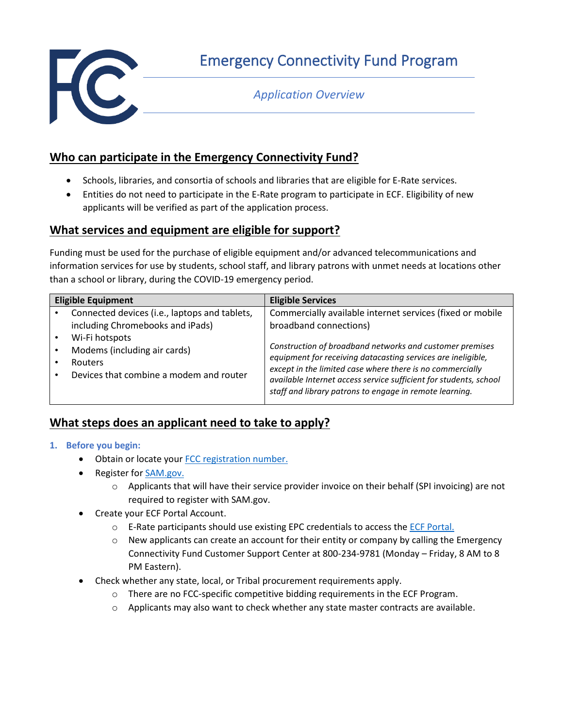# Emergency Connectivity Fund Program

*Application Overview*

## Who can participate in the Emergency Connectivity Fund?

- Schools, libraries, and consortia of schools and libraries that are eligible for E-Rate services.
- Entities do not need to participate in the E-Rate program to participate in ECF. Eligibility of new applicants will be verified as part of the application process.

## What services and equipment are eligible for support?

Funding must be used for the purchase of eligible equipment and/or advanced telecommunications and information services for use by students, school staff, and library patrons with unmet needs at locations other than a school or library, during the COVID-19 emergency period.

| Eligible Equipment | Eligible Services |
|---|---|
| • Connected devices (i.e., laptops and tablets, including Chromebooks and iPads)<br>• Wi-Fi hotspots<br>• Modems (including air cards)<br>• Routers<br>• Devices that combine a modem and router | Commercially available internet services (fixed or mobile broadband connections)<br><br>*Construction of broadband networks and customer premises equipment for receiving datacasting services are ineligible, except in the limited case where there is no commercially available Internet access service sufficient for students, school staff and library patrons to engage in remote learning.* |

## What steps does an applicant need to take to apply?

1. **Before you begin:**
   - Obtain or locate your [FCC registration number.]()
   - Register for [SAM.gov.]()
     - Applicants that will have their service provider invoice on their behalf (SPI invoicing) are not required to register with SAM.gov.
   - Create your ECF Portal Account.
     - E-Rate participants should use existing EPC credentials to access the [ECF Portal.]()
     - New applicants can create an account for their entity or company by calling the Emergency Connectivity Fund Customer Support Center at 800-234-9781 (Monday – Friday, 8 AM to 8 PM Eastern).
   - Check whether any state, local, or Tribal procurement requirements apply.
     - There are no FCC-specific competitive bidding requirements in the ECF Program.
     - Applicants may also want to check whether any state master contracts are available.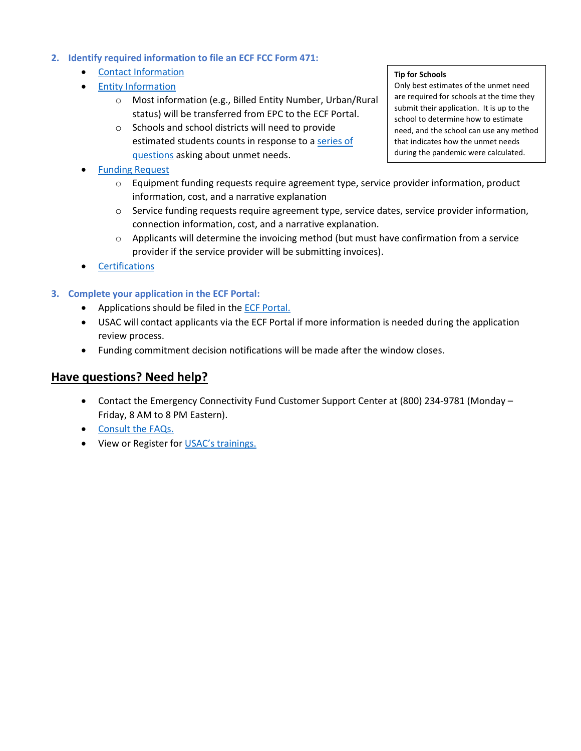2. **Identify required information to file an ECF FCC Form 471:**
   - Contact Information
   - Entity Information
     - Most information (e.g., Billed Entity Number, Urban/Rural status) will be transferred from EPC to the ECF Portal.
     - Schools and school districts will need to provide estimated students counts in response to a series of questions asking about unmet needs.
   - Funding Request
     - Equipment funding requests require agreement type, service provider information, product information, cost, and a narrative explanation
     - Service funding requests require agreement type, service dates, service provider information, connection information, cost, and a narrative explanation.
     - Applicants will determine the invoicing method (but must have confirmation from a service provider if the service provider will be submitting invoices).
   - Certifications

> **Tip for Schools**
> Only best estimates of the unmet need are required for schools at the time they submit their application. It is up to the school to determine how to estimate need, and the school can use any method that indicates how the unmet needs during the pandemic were calculated.

3. **Complete your application in the ECF Portal:**
   - Applications should be filed in the ECF Portal.
   - USAC will contact applicants via the ECF Portal if more information is needed during the application review process.
   - Funding commitment decision notifications will be made after the window closes.

## Have questions? Need help?

- Contact the Emergency Connectivity Fund Customer Support Center at (800) 234-9781 (Monday – Friday, 8 AM to 8 PM Eastern).
- Consult the FAQs.
- View or Register for USAC's trainings.